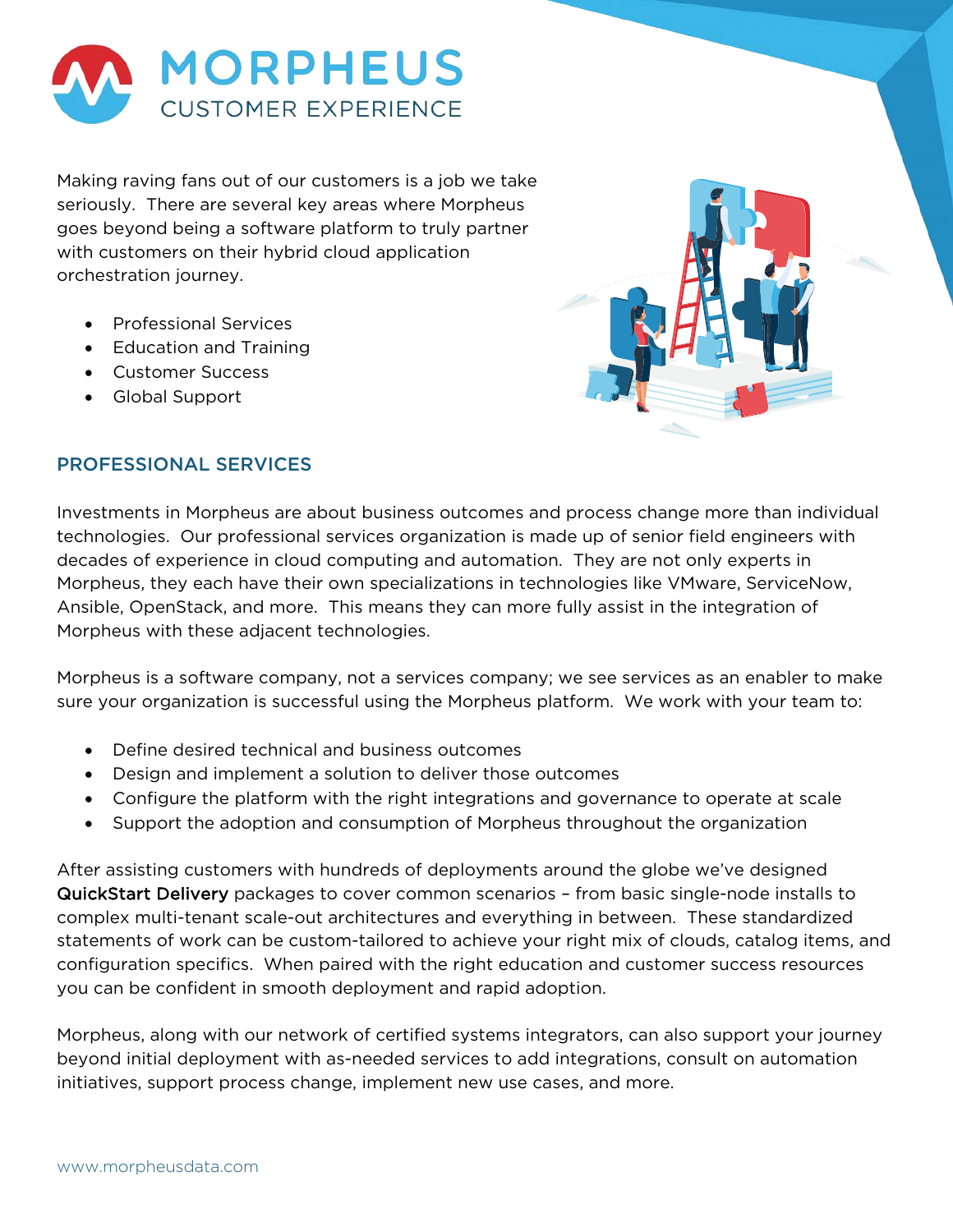# MORPHEUS CUSTOMER EXPERIENCE

Making raving fans out of our customers is a job we take seriously. There are several key areas where Morpheus goes beyond being a software platform to truly partner with customers on their hybrid cloud application orchestration journey.

- Professional Services
- Education and Training
- Customer Success
- Global Support

## PROFESSIONAL SERVICES

Investments in Morpheus are about business outcomes and process change more than individual technologies. Our professional services organization is made up of senior field engineers with decades of experience in cloud computing and automation. They are not only experts in Morpheus, they each have their own specializations in technologies like VMware, ServiceNow, Ansible, OpenStack, and more. This means they can more fully assist in the integration of Morpheus with these adjacent technologies.

Morpheus is a software company, not a services company; we see services as an enabler to make sure your organization is successful using the Morpheus platform. We work with your team to:

- Define desired technical and business outcomes
- Design and implement a solution to deliver those outcomes
- Configure the platform with the right integrations and governance to operate at scale
- Support the adoption and consumption of Morpheus throughout the organization

After assisting customers with hundreds of deployments around the globe we've designed **QuickStart Delivery** packages to cover common scenarios – from basic single-node installs to complex multi-tenant scale-out architectures and everything in between. These standardized statements of work can be custom-tailored to achieve your right mix of clouds, catalog items, and configuration specifics. When paired with the right education and customer success resources you can be confident in smooth deployment and rapid adoption.

Morpheus, along with our network of certified systems integrators, can also support your journey beyond initial deployment with as-needed services to add integrations, consult on automation initiatives, support process change, implement new use cases, and more.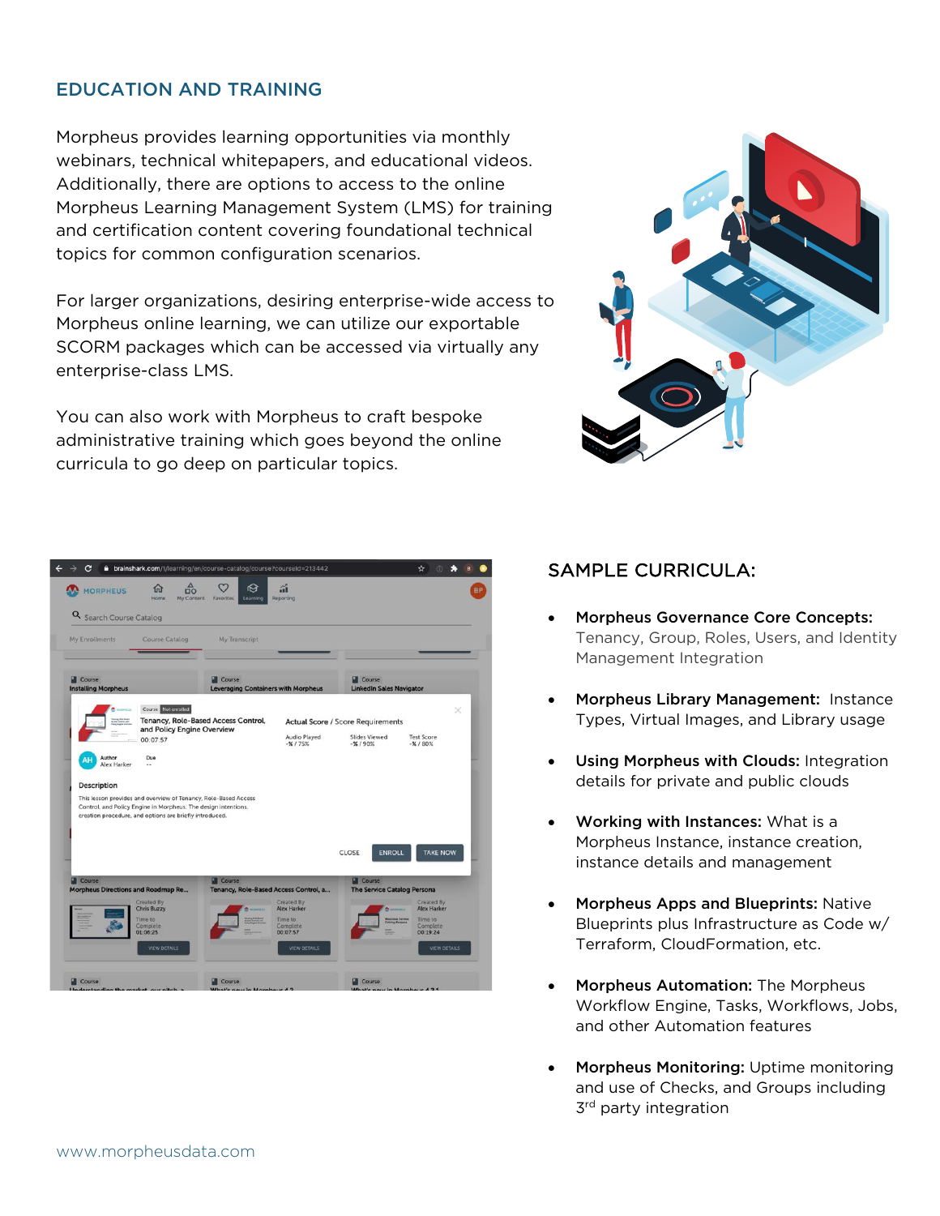## EDUCATION AND TRAINING

Morpheus provides learning opportunities via monthly webinars, technical whitepapers, and educational videos. Additionally, there are options to access to the online Morpheus Learning Management System (LMS) for training and certification content covering foundational technical topics for common configuration scenarios.

For larger organizations, desiring enterprise-wide access to Morpheus online learning, we can utilize our exportable SCORM packages which can be accessed via virtually any enterprise-class LMS.

You can also work with Morpheus to craft bespoke administrative training which goes beyond the online curricula to go deep on particular topics.

## SAMPLE CURRICULA:

- **Morpheus Governance Core Concepts:** Tenancy, Group, Roles, Users, and Identity Management Integration
- **Morpheus Library Management:** Instance Types, Virtual Images, and Library usage
- **Using Morpheus with Clouds:** Integration details for private and public clouds
- **Working with Instances:** What is a Morpheus Instance, instance creation, instance details and management
- **Morpheus Apps and Blueprints:** Native Blueprints plus Infrastructure as Code w/ Terraform, CloudFormation, etc.
- **Morpheus Automation:** The Morpheus Workflow Engine, Tasks, Workflows, Jobs, and other Automation features
- **Morpheus Monitoring:** Uptime monitoring and use of Checks, and Groups including 3rd party integration

www.morpheusdata.com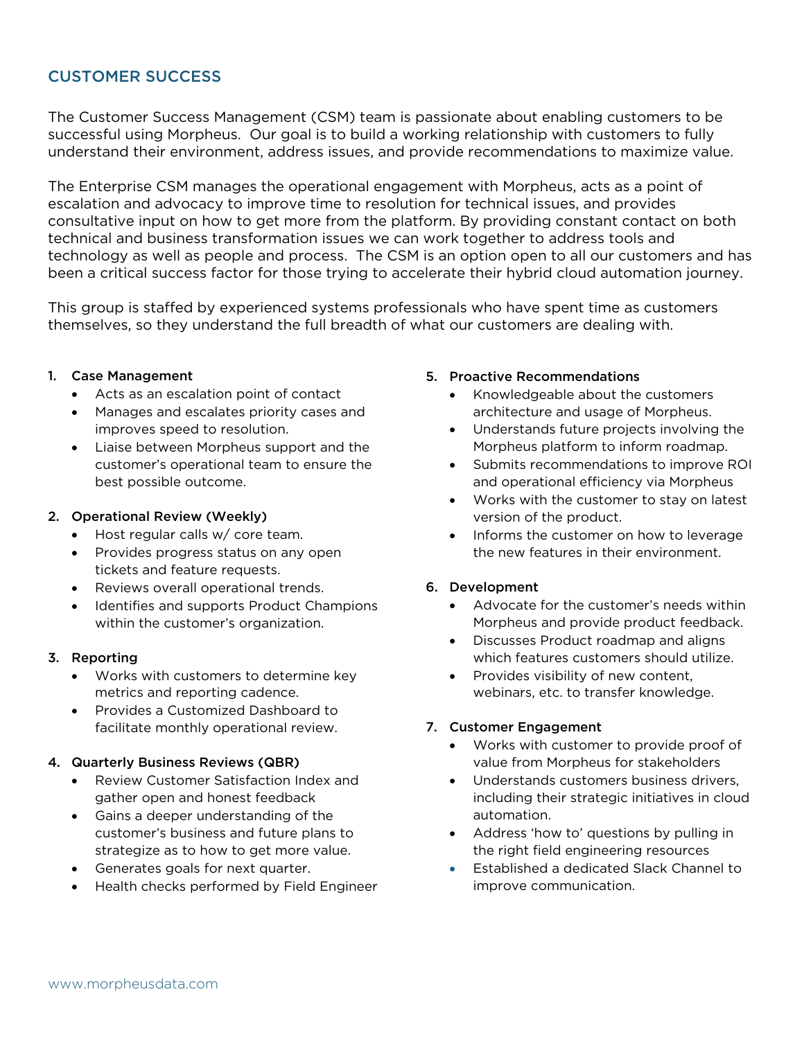## CUSTOMER SUCCESS

The Customer Success Management (CSM) team is passionate about enabling customers to be successful using Morpheus. Our goal is to build a working relationship with customers to fully understand their environment, address issues, and provide recommendations to maximize value.

The Enterprise CSM manages the operational engagement with Morpheus, acts as a point of escalation and advocacy to improve time to resolution for technical issues, and provides consultative input on how to get more from the platform. By providing constant contact on both technical and business transformation issues we can work together to address tools and technology as well as people and process. The CSM is an option open to all our customers and has been a critical success factor for those trying to accelerate their hybrid cloud automation journey.

This group is staffed by experienced systems professionals who have spent time as customers themselves, so they understand the full breadth of what our customers are dealing with.

1. **Case Management**
    - Acts as an escalation point of contact
    - Manages and escalates priority cases and improves speed to resolution.
    - Liaise between Morpheus support and the customer's operational team to ensure the best possible outcome.

2. **Operational Review (Weekly)**
    - Host regular calls w/ core team.
    - Provides progress status on any open tickets and feature requests.
    - Reviews overall operational trends.
    - Identifies and supports Product Champions within the customer's organization.

3. **Reporting**
    - Works with customers to determine key metrics and reporting cadence.
    - Provides a Customized Dashboard to facilitate monthly operational review.

4. **Quarterly Business Reviews (QBR)**
    - Review Customer Satisfaction Index and gather open and honest feedback
    - Gains a deeper understanding of the customer's business and future plans to strategize as to how to get more value.
    - Generates goals for next quarter.
    - Health checks performed by Field Engineer

5. **Proactive Recommendations**
    - Knowledgeable about the customers architecture and usage of Morpheus.
    - Understands future projects involving the Morpheus platform to inform roadmap.
    - Submits recommendations to improve ROI and operational efficiency via Morpheus
    - Works with the customer to stay on latest version of the product.
    - Informs the customer on how to leverage the new features in their environment.

6. **Development**
    - Advocate for the customer's needs within Morpheus and provide product feedback.
    - Discusses Product roadmap and aligns which features customers should utilize.
    - Provides visibility of new content, webinars, etc. to transfer knowledge.

7. **Customer Engagement**
    - Works with customer to provide proof of value from Morpheus for stakeholders
    - Understands customers business drivers, including their strategic initiatives in cloud automation.
    - Address 'how to' questions by pulling in the right field engineering resources
    - Established a dedicated Slack Channel to improve communication.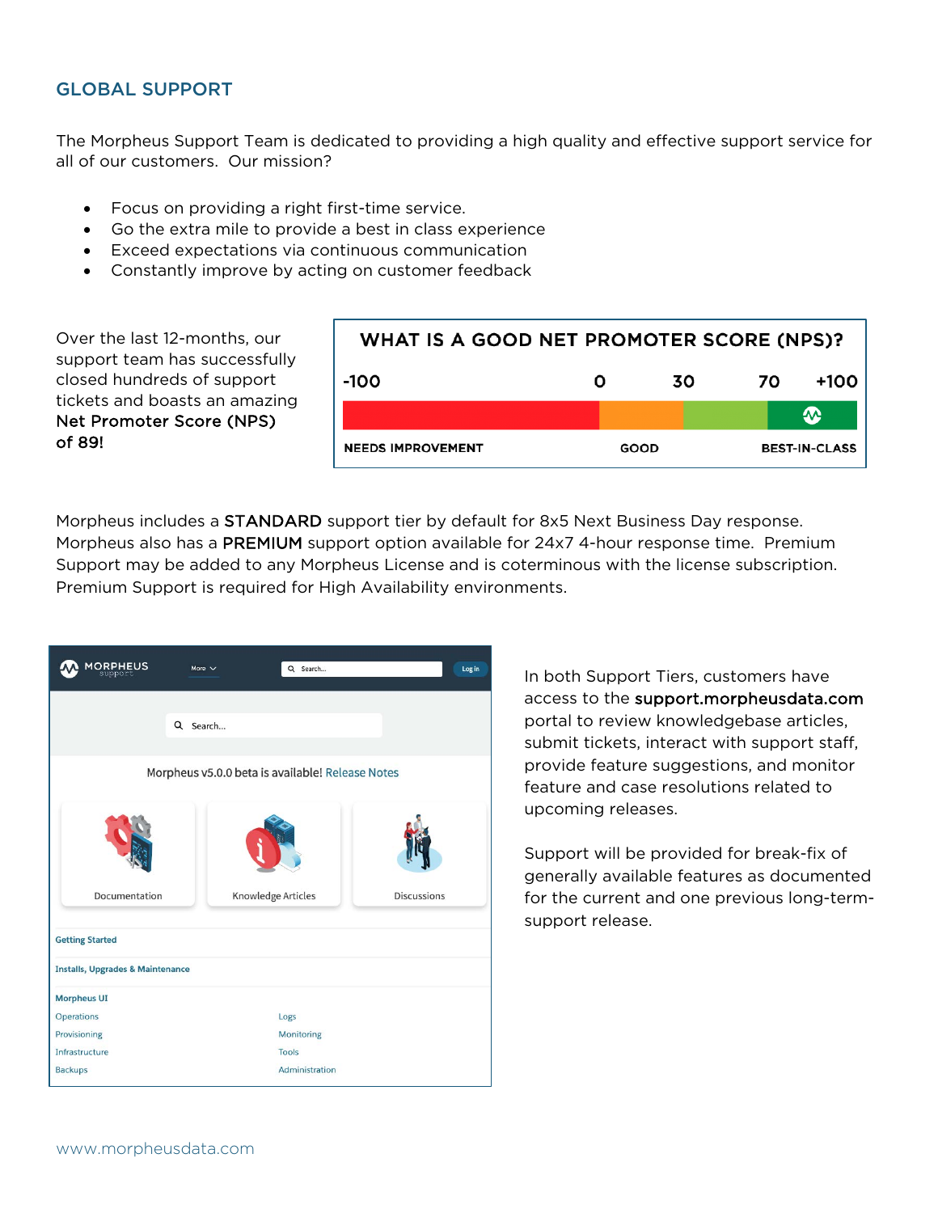## GLOBAL SUPPORT

The Morpheus Support Team is dedicated to providing a high quality and effective support service for all of our customers. Our mission?

- Focus on providing a right first-time service.
- Go the extra mile to provide a best in class experience
- Exceed expectations via continuous communication
- Constantly improve by acting on customer feedback

Over the last 12-months, our support team has successfully closed hundreds of support tickets and boasts an amazing **Net Promoter Score (NPS) of 89!**

**WHAT IS A GOOD NET PROMOTER SCORE (NPS)?**

-100
0
30
70
+100
NEEDS IMPROVEMENT
GOOD
BEST-IN-CLASS

Morpheus includes a **STANDARD** support tier by default for 8x5 Next Business Day response. Morpheus also has a **PREMIUM** support option available for 24x7 4-hour response time. Premium Support may be added to any Morpheus License and is coterminous with the license subscription. Premium Support is required for High Availability environments.

In both Support Tiers, customers have access to the **support.morpheusdata.com** portal to review knowledgebase articles, submit tickets, interact with support staff, provide feature suggestions, and monitor feature and case resolutions related to upcoming releases.

Support will be provided for break-fix of generally available features as documented for the current and one previous long-term-support release.